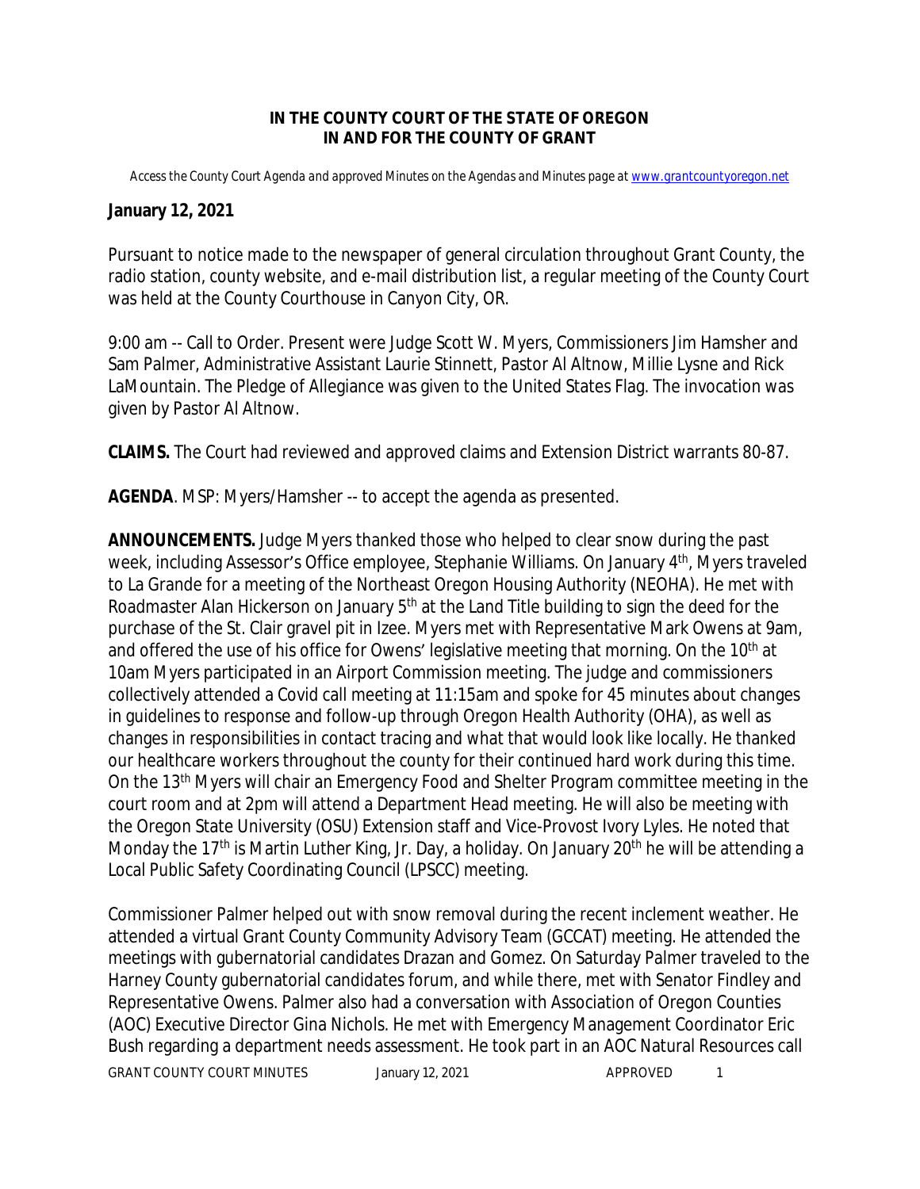**IN THE COUNTY COURT OF THE STATE OF OREGON**
**IN AND FOR THE COUNTY OF GRANT**

*Access the County Court Agenda and approved Minutes on the Agendas and Minutes page at www.grantcountyoregon.net*

**January 12, 2021**

Pursuant to notice made to the newspaper of general circulation throughout Grant County, the radio station, county website, and e-mail distribution list, a regular meeting of the County Court was held at the County Courthouse in Canyon City, OR.

9:00 am -- Call to Order. Present were Judge Scott W. Myers, Commissioners Jim Hamsher and Sam Palmer, Administrative Assistant Laurie Stinnett, Pastor Al Altnow, Millie Lysne and Rick LaMountain. The Pledge of Allegiance was given to the United States Flag. The invocation was given by Pastor Al Altnow.

**CLAIMS.** The Court had reviewed and approved claims and Extension District warrants 80-87.

**AGENDA**. MSP: Myers/Hamsher -- to accept the agenda as presented.

**ANNOUNCEMENTS.** Judge Myers thanked those who helped to clear snow during the past week, including Assessor's Office employee, Stephanie Williams. On January 4th, Myers traveled to La Grande for a meeting of the Northeast Oregon Housing Authority (NEOHA). He met with Roadmaster Alan Hickerson on January 5th at the Land Title building to sign the deed for the purchase of the St. Clair gravel pit in Izee. Myers met with Representative Mark Owens at 9am, and offered the use of his office for Owens' legislative meeting that morning. On the 10th at 10am Myers participated in an Airport Commission meeting. The judge and commissioners collectively attended a Covid call meeting at 11:15am and spoke for 45 minutes about changes in guidelines to response and follow-up through Oregon Health Authority (OHA), as well as changes in responsibilities in contact tracing and what that would look like locally. He thanked our healthcare workers throughout the county for their continued hard work during this time. On the 13th Myers will chair an Emergency Food and Shelter Program committee meeting in the court room and at 2pm will attend a Department Head meeting. He will also be meeting with the Oregon State University (OSU) Extension staff and Vice-Provost Ivory Lyles. He noted that Monday the 17th is Martin Luther King, Jr. Day, a holiday. On January 20th he will be attending a Local Public Safety Coordinating Council (LPSCC) meeting.

Commissioner Palmer helped out with snow removal during the recent inclement weather. He attended a virtual Grant County Community Advisory Team (GCCAT) meeting. He attended the meetings with gubernatorial candidates Drazan and Gomez. On Saturday Palmer traveled to the Harney County gubernatorial candidates forum, and while there, met with Senator Findley and Representative Owens. Palmer also had a conversation with Association of Oregon Counties (AOC) Executive Director Gina Nichols. He met with Emergency Management Coordinator Eric Bush regarding a department needs assessment. He took part in an AOC Natural Resources call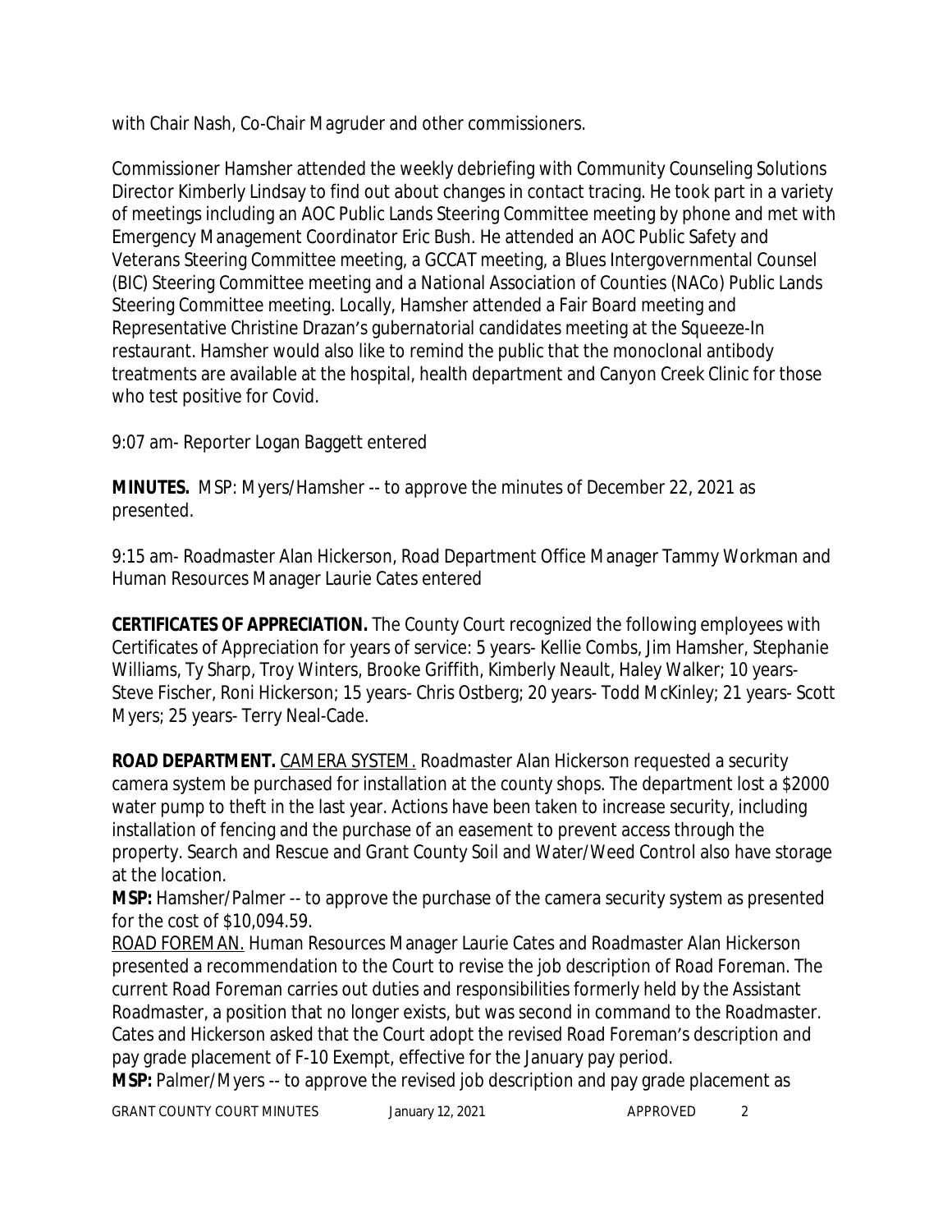with Chair Nash, Co-Chair Magruder and other commissioners.

Commissioner Hamsher attended the weekly debriefing with Community Counseling Solutions Director Kimberly Lindsay to find out about changes in contact tracing. He took part in a variety of meetings including an AOC Public Lands Steering Committee meeting by phone and met with Emergency Management Coordinator Eric Bush. He attended an AOC Public Safety and Veterans Steering Committee meeting, a GCCAT meeting, a Blues Intergovernmental Counsel (BIC) Steering Committee meeting and a National Association of Counties (NACo) Public Lands Steering Committee meeting. Locally, Hamsher attended a Fair Board meeting and Representative Christine Drazan's gubernatorial candidates meeting at the Squeeze-In restaurant. Hamsher would also like to remind the public that the monoclonal antibody treatments are available at the hospital, health department and Canyon Creek Clinic for those who test positive for Covid.

9:07 am- Reporter Logan Baggett entered

**MINUTES.** MSP: Myers/Hamsher -- to approve the minutes of December 22, 2021 as presented.

9:15 am- Roadmaster Alan Hickerson, Road Department Office Manager Tammy Workman and Human Resources Manager Laurie Cates entered

**CERTIFICATES OF APPRECIATION.** The County Court recognized the following employees with Certificates of Appreciation for years of service: 5 years- Kellie Combs, Jim Hamsher, Stephanie Williams, Ty Sharp, Troy Winters, Brooke Griffith, Kimberly Neault, Haley Walker; 10 years- Steve Fischer, Roni Hickerson; 15 years- Chris Ostberg; 20 years- Todd McKinley; 21 years- Scott Myers; 25 years- Terry Neal-Cade.

**ROAD DEPARTMENT.** CAMERA SYSTEM. Roadmaster Alan Hickerson requested a security camera system be purchased for installation at the county shops. The department lost a $2000 water pump to theft in the last year. Actions have been taken to increase security, including installation of fencing and the purchase of an easement to prevent access through the property. Search and Rescue and Grant County Soil and Water/Weed Control also have storage at the location.

**MSP:** Hamsher/Palmer -- to approve the purchase of the camera security system as presented for the cost of $10,094.59.

ROAD FOREMAN. Human Resources Manager Laurie Cates and Roadmaster Alan Hickerson presented a recommendation to the Court to revise the job description of Road Foreman. The current Road Foreman carries out duties and responsibilities formerly held by the Assistant Roadmaster, a position that no longer exists, but was second in command to the Roadmaster. Cates and Hickerson asked that the Court adopt the revised Road Foreman's description and pay grade placement of F-10 Exempt, effective for the January pay period.

**MSP:** Palmer/Myers -- to approve the revised job description and pay grade placement as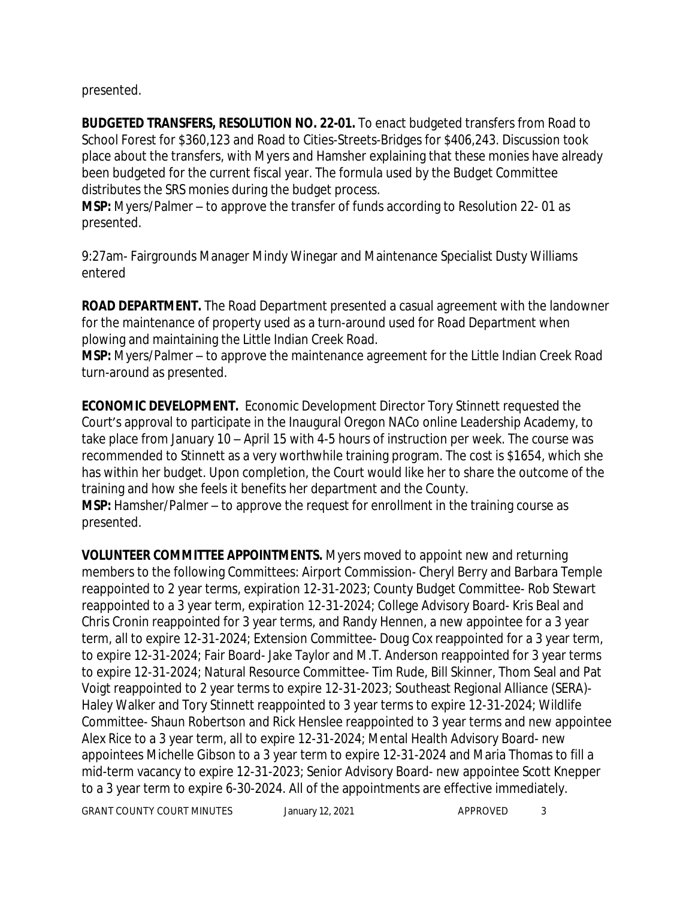presented.

**BUDGETED TRANSFERS, RESOLUTION NO. 22-01.** To enact budgeted transfers from Road to School Forest for $360,123 and Road to Cities-Streets-Bridges for $406,243. Discussion took place about the transfers, with Myers and Hamsher explaining that these monies have already been budgeted for the current fiscal year. The formula used by the Budget Committee distributes the SRS monies during the budget process.
**MSP:** Myers/Palmer – to approve the transfer of funds according to Resolution 22- 01 as presented.

9:27am- Fairgrounds Manager Mindy Winegar and Maintenance Specialist Dusty Williams entered

**ROAD DEPARTMENT.** The Road Department presented a casual agreement with the landowner for the maintenance of property used as a turn-around used for Road Department when plowing and maintaining the Little Indian Creek Road.
**MSP:** Myers/Palmer – to approve the maintenance agreement for the Little Indian Creek Road turn-around as presented.

**ECONOMIC DEVELOPMENT.** Economic Development Director Tory Stinnett requested the Court's approval to participate in the Inaugural Oregon NACo online Leadership Academy, to take place from January 10 – April 15 with 4-5 hours of instruction per week. The course was recommended to Stinnett as a very worthwhile training program. The cost is $1654, which she has within her budget. Upon completion, the Court would like her to share the outcome of the training and how she feels it benefits her department and the County.
**MSP:** Hamsher/Palmer – to approve the request for enrollment in the training course as presented.

**VOLUNTEER COMMITTEE APPOINTMENTS.** Myers moved to appoint new and returning members to the following Committees: Airport Commission- Cheryl Berry and Barbara Temple reappointed to 2 year terms, expiration 12-31-2023; County Budget Committee- Rob Stewart reappointed to a 3 year term, expiration 12-31-2024; College Advisory Board- Kris Beal and Chris Cronin reappointed for 3 year terms, and Randy Hennen, a new appointee for a 3 year term, all to expire 12-31-2024; Extension Committee- Doug Cox reappointed for a 3 year term, to expire 12-31-2024; Fair Board- Jake Taylor and M.T. Anderson reappointed for 3 year terms to expire 12-31-2024; Natural Resource Committee- Tim Rude, Bill Skinner, Thom Seal and Pat Voigt reappointed to 2 year terms to expire 12-31-2023; Southeast Regional Alliance (SERA)- Haley Walker and Tory Stinnett reappointed to 3 year terms to expire 12-31-2024; Wildlife Committee- Shaun Robertson and Rick Henslee reappointed to 3 year terms and new appointee Alex Rice to a 3 year term, all to expire 12-31-2024; Mental Health Advisory Board- new appointees Michelle Gibson to a 3 year term to expire 12-31-2024 and Maria Thomas to fill a mid-term vacancy to expire 12-31-2023; Senior Advisory Board- new appointee Scott Knepper to a 3 year term to expire 6-30-2024. All of the appointments are effective immediately.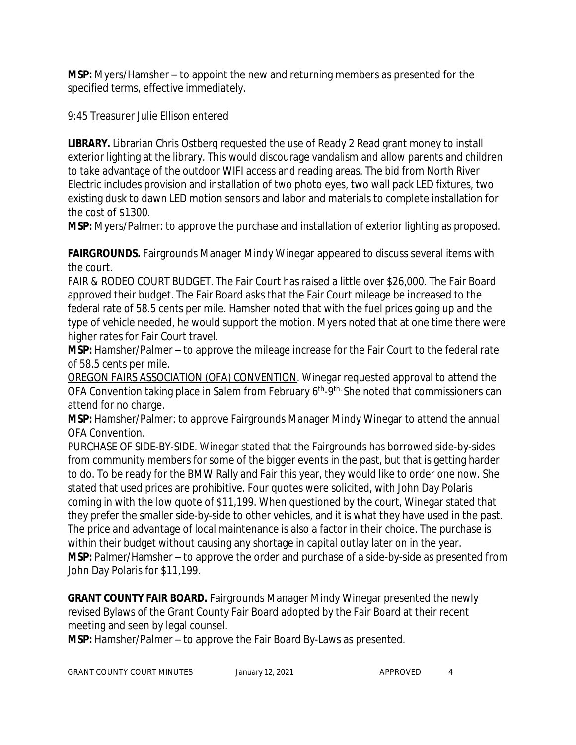**MSP:** Myers/Hamsher – to appoint the new and returning members as presented for the specified terms, effective immediately.

9:45 Treasurer Julie Ellison entered

**LIBRARY.** Librarian Chris Ostberg requested the use of Ready 2 Read grant money to install exterior lighting at the library. This would discourage vandalism and allow parents and children to take advantage of the outdoor WIFI access and reading areas. The bid from North River Electric includes provision and installation of two photo eyes, two wall pack LED fixtures, two existing dusk to dawn LED motion sensors and labor and materials to complete installation for the cost of $1300.

**MSP:** Myers/Palmer: to approve the purchase and installation of exterior lighting as proposed.

**FAIRGROUNDS.** Fairgrounds Manager Mindy Winegar appeared to discuss several items with the court.

FAIR & RODEO COURT BUDGET. The Fair Court has raised a little over $26,000. The Fair Board approved their budget. The Fair Board asks that the Fair Court mileage be increased to the federal rate of 58.5 cents per mile. Hamsher noted that with the fuel prices going up and the type of vehicle needed, he would support the motion. Myers noted that at one time there were higher rates for Fair Court travel.

**MSP:** Hamsher/Palmer – to approve the mileage increase for the Fair Court to the federal rate of 58.5 cents per mile.

OREGON FAIRS ASSOCIATION (OFA) CONVENTION. Winegar requested approval to attend the OFA Convention taking place in Salem from February 6th-9th. She noted that commissioners can attend for no charge.

**MSP:** Hamsher/Palmer: to approve Fairgrounds Manager Mindy Winegar to attend the annual OFA Convention.

PURCHASE OF SIDE-BY-SIDE. Winegar stated that the Fairgrounds has borrowed side-by-sides from community members for some of the bigger events in the past, but that is getting harder to do. To be ready for the BMW Rally and Fair this year, they would like to order one now. She stated that used prices are prohibitive. Four quotes were solicited, with John Day Polaris coming in with the low quote of $11,199. When questioned by the court, Winegar stated that they prefer the smaller side-by-side to other vehicles, and it is what they have used in the past. The price and advantage of local maintenance is also a factor in their choice. The purchase is within their budget without causing any shortage in capital outlay later on in the year.

**MSP:** Palmer/Hamsher – to approve the order and purchase of a side-by-side as presented from John Day Polaris for $11,199.

**GRANT COUNTY FAIR BOARD.** Fairgrounds Manager Mindy Winegar presented the newly revised Bylaws of the Grant County Fair Board adopted by the Fair Board at their recent meeting and seen by legal counsel.

**MSP:** Hamsher/Palmer – to approve the Fair Board By-Laws as presented.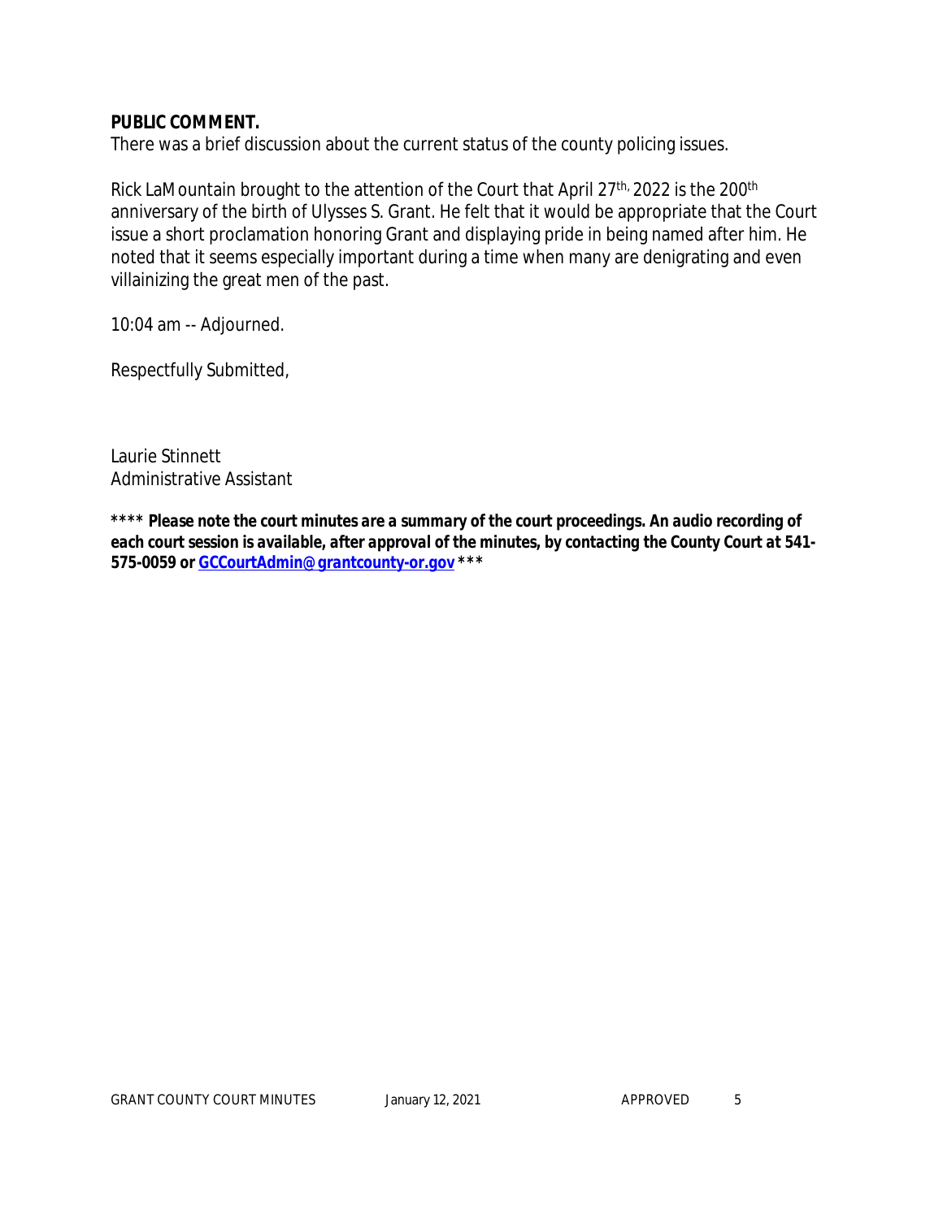**PUBLIC COMMENT.**
There was a brief discussion about the current status of the county policing issues.

Rick LaMountain brought to the attention of the Court that April 27th, 2022 is the 200th anniversary of the birth of Ulysses S. Grant. He felt that it would be appropriate that the Court issue a short proclamation honoring Grant and displaying pride in being named after him. He noted that it seems especially important during a time when many are denigrating and even villainizing the great men of the past.

10:04 am -- Adjourned.

Respectfully Submitted,

Laurie Stinnett
Administrative Assistant

**\*\*\*\* *Please note the court minutes are a summary of the court proceedings. An audio recording of each court session is available, after approval of the minutes, by contacting the County Court at 541-575-0059 or GCCourtAdmin@grantcounty-or.gov \*\*\****